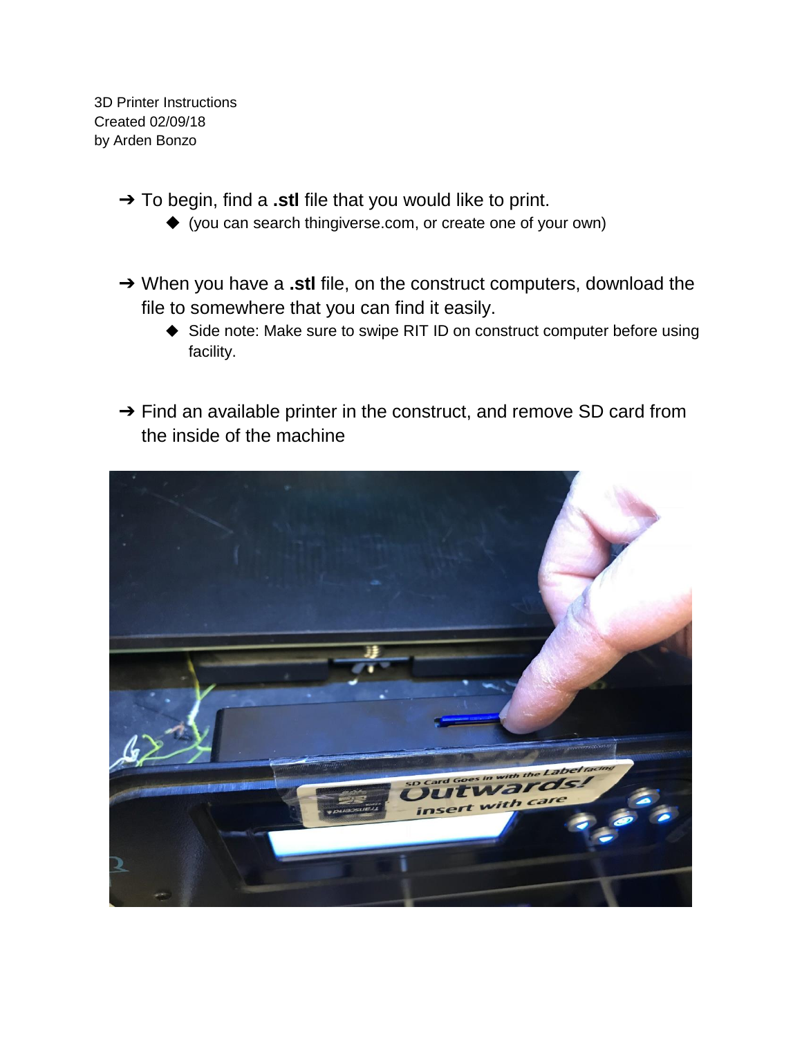3D Printer Instructions
Created 02/09/18
by Arden Bonzo

- To begin, find a **.stl** file that you would like to print.
  - (you can search thingiverse.com, or create one of your own)

- When you have a **.stl** file, on the construct computers, download the file to somewhere that you can find it easily.
  - Side note: Make sure to swipe RIT ID on construct computer before using facility.

- Find an available printer in the construct, and remove SD card from the inside of the machine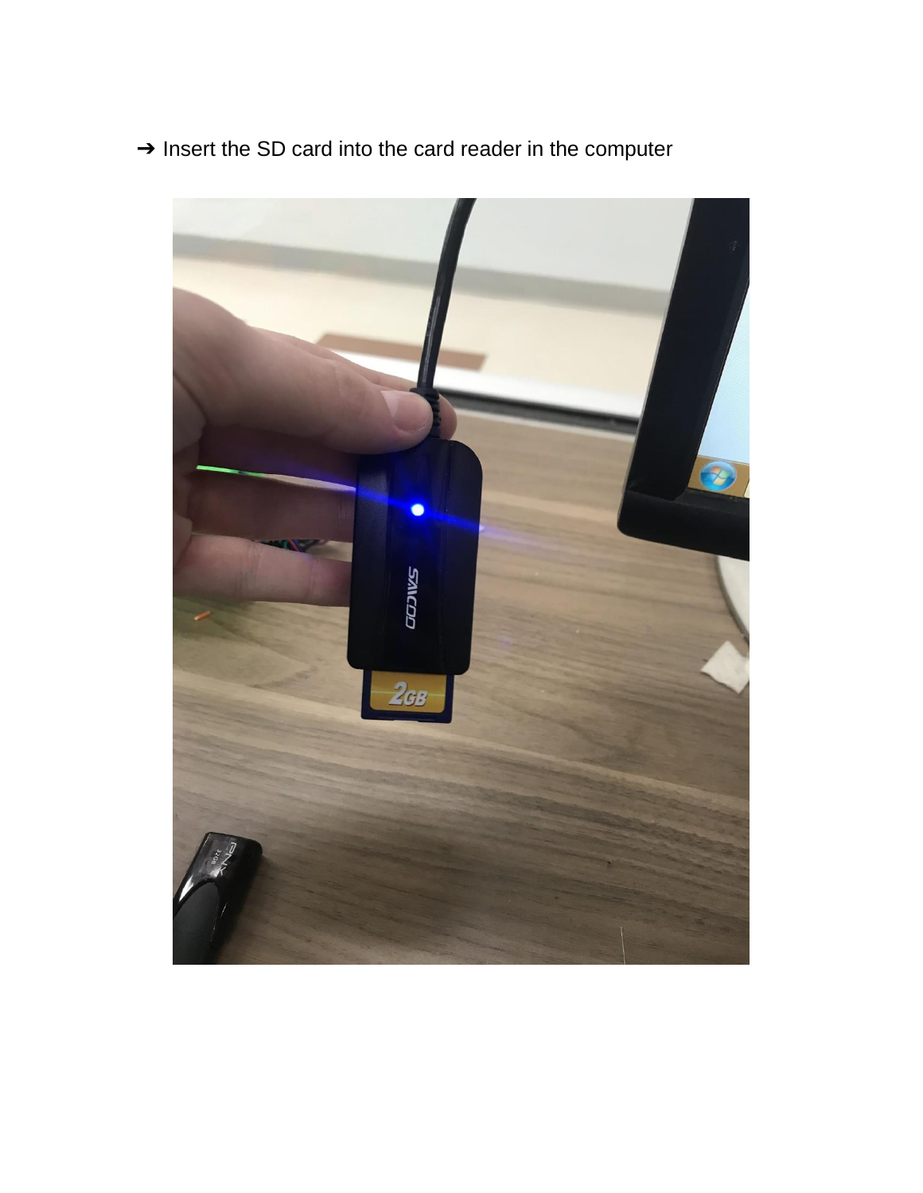➔ Insert the SD card into the card reader in the computer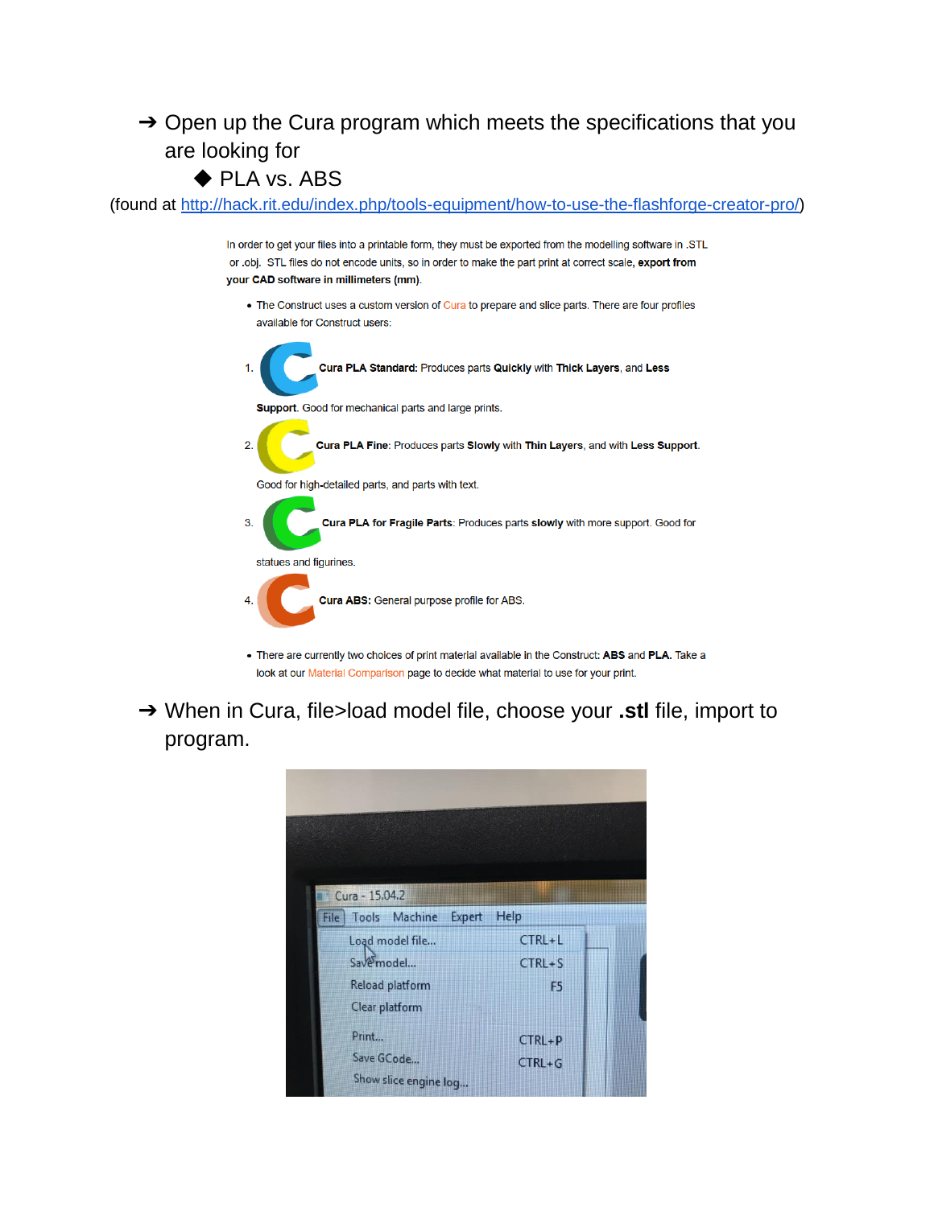- ➔ Open up the Cura program which meets the specifications that you are looking for
  - ◆ PLA vs. ABS

(found at http://hack.rit.edu/index.php/tools-equipment/how-to-use-the-flashforge-creator-pro/)

In order to get your files into a printable form, they must be exported from the modelling software in .STL or .obj. STL files do not encode units, so in order to make the part print at correct scale, **export from your CAD software in millimeters (mm)**.

- The Construct uses a custom version of Cura to prepare and slice parts. There are four profiles available for Construct users:

1. **Cura PLA Standard:** Produces parts **Quickly** with **Thick Layers**, and **Less Support**. Good for mechanical parts and large prints.
2. **Cura PLA Fine**: Produces parts **Slowly** with **Thin Layers**, and with **Less Support**. Good for high-detailed parts, and parts with text.
3. **Cura PLA for Fragile Parts**: Produces parts **slowly** with more support. Good for statues and figurines.
4. **Cura ABS:** General purpose profile for ABS.

- There are currently two choices of print material available in the Construct: **ABS** and **PLA.** Take a look at our Material Comparison page to decide what material to use for your print.

- ➔ When in Cura, file>load model file, choose your **.stl** file, import to program.

Cura - 15.04.2

File Tools Machine Expert Help

Load model file... CTRL+L
Save model... CTRL+S
Reload platform F5
Clear platform
Print... CTRL+P
Save GCode... CTRL+G
Show slice engine log...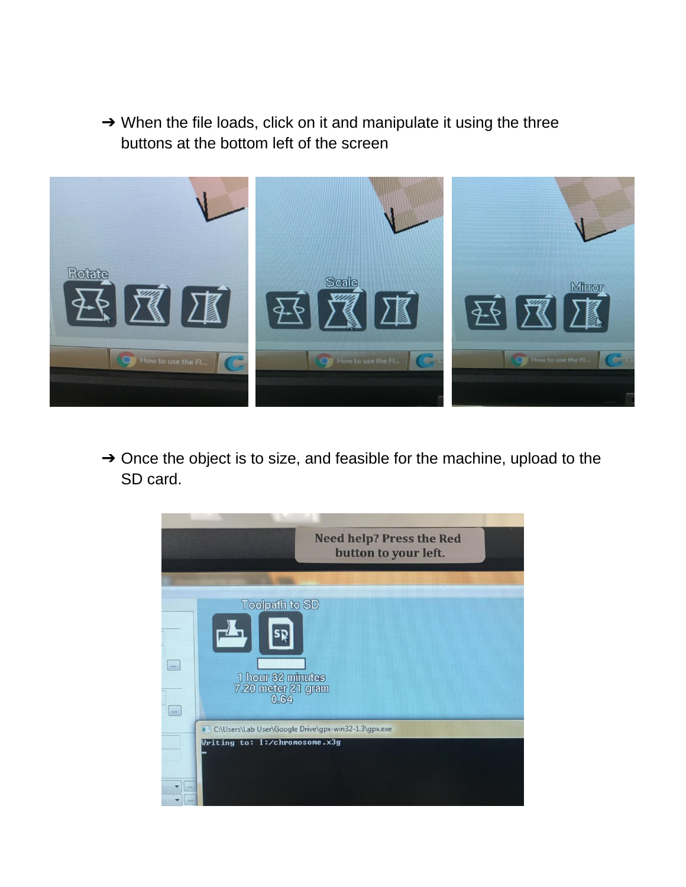- When the file loads, click on it and manipulate it using the three buttons at the bottom left of the screen

- Once the object is to size, and feasible for the machine, upload to the SD card.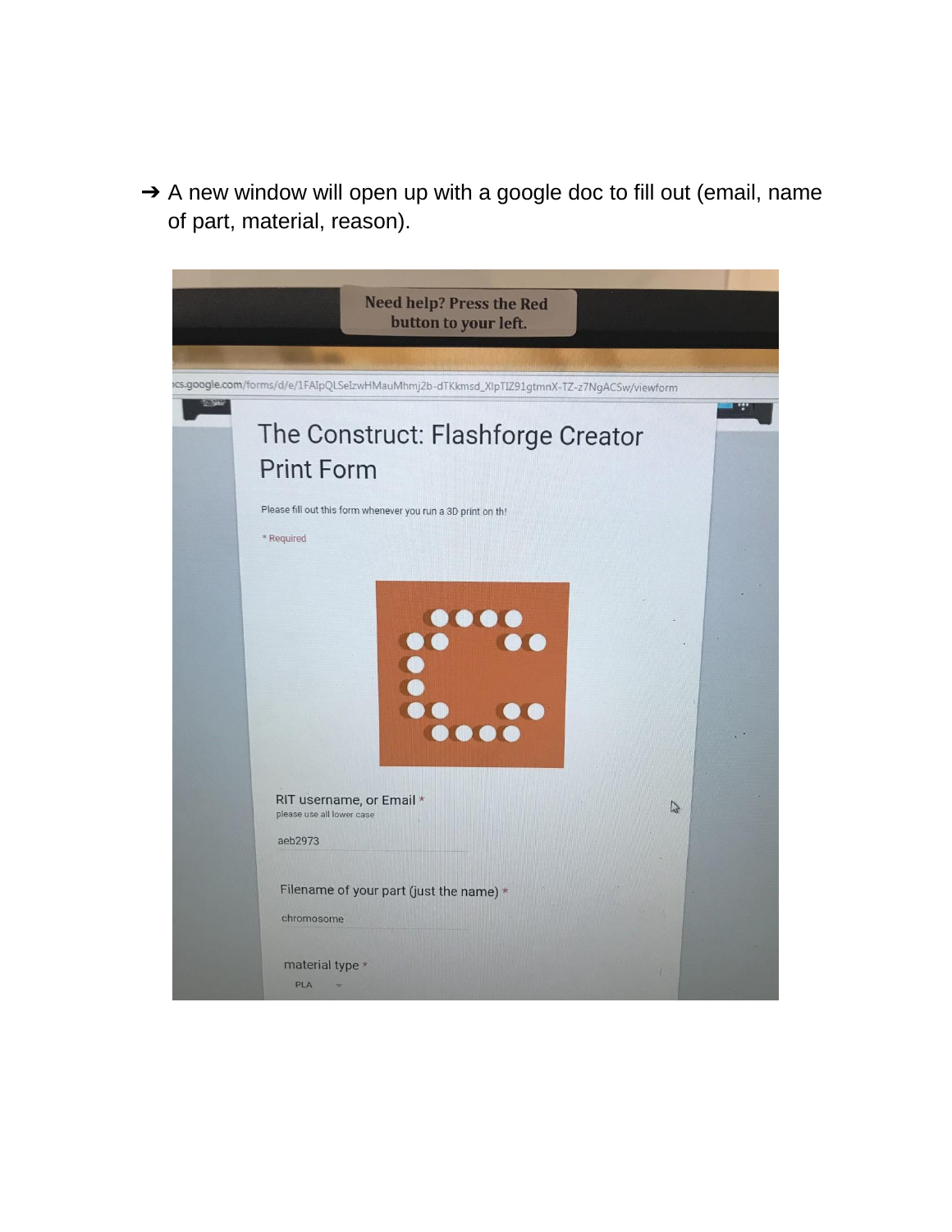➔ A new window will open up with a google doc to fill out (email, name of part, material, reason).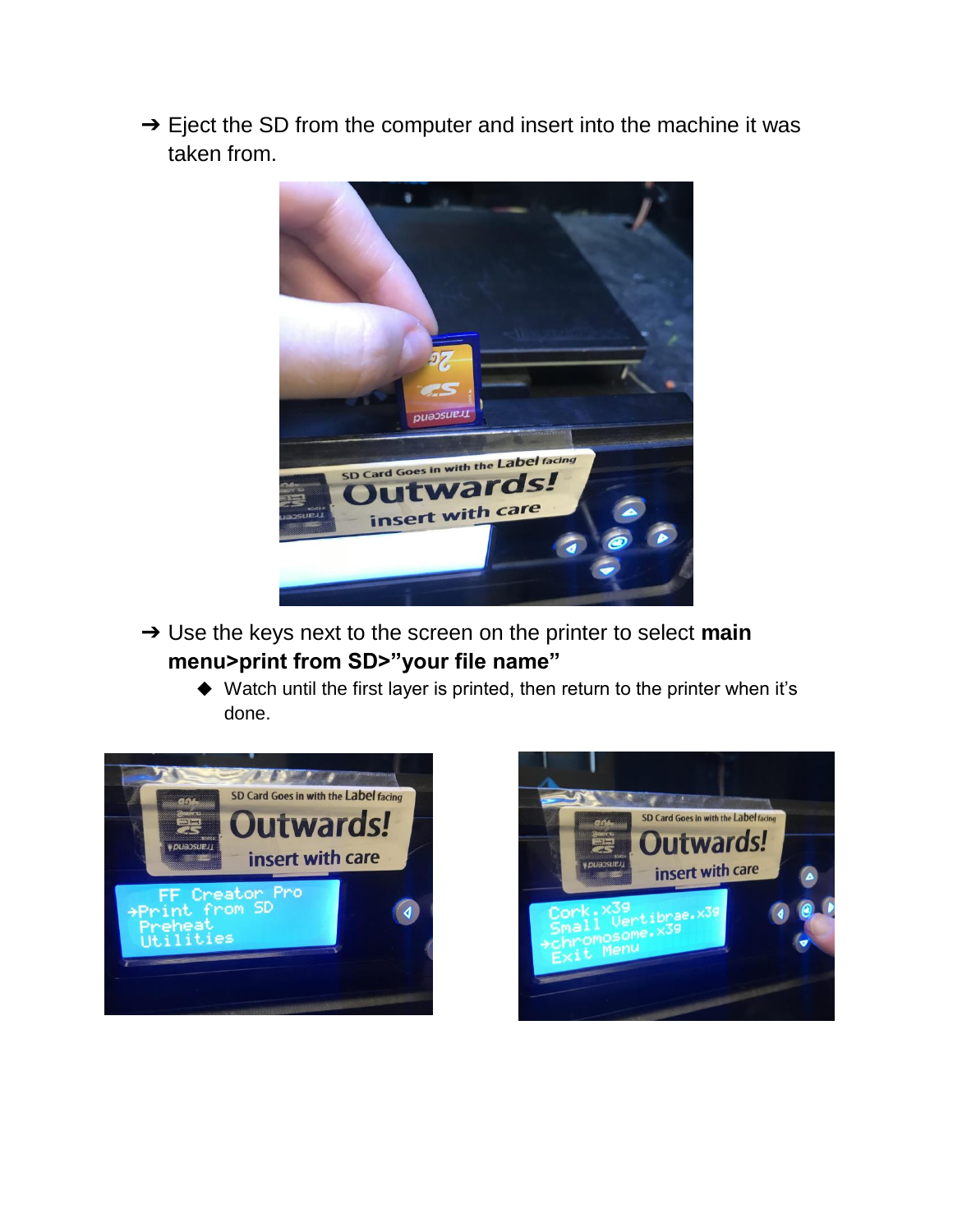- Eject the SD from the computer and insert into the machine it was taken from.
- Use the keys next to the screen on the printer to select **main menu>print from SD>"your file name"**
  - Watch until the first layer is printed, then return to the printer when it's done.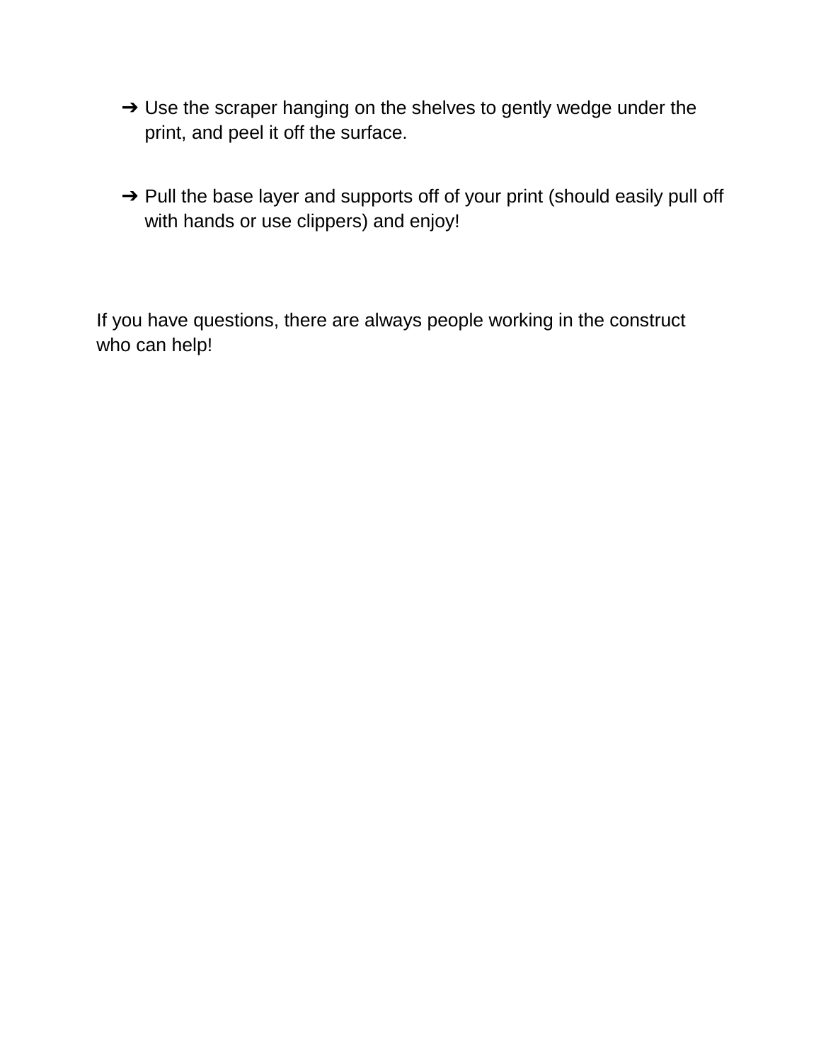➔ Use the scraper hanging on the shelves to gently wedge under the print, and peel it off the surface.

➔ Pull the base layer and supports off of your print (should easily pull off with hands or use clippers) and enjoy!

If you have questions, there are always people working in the construct who can help!